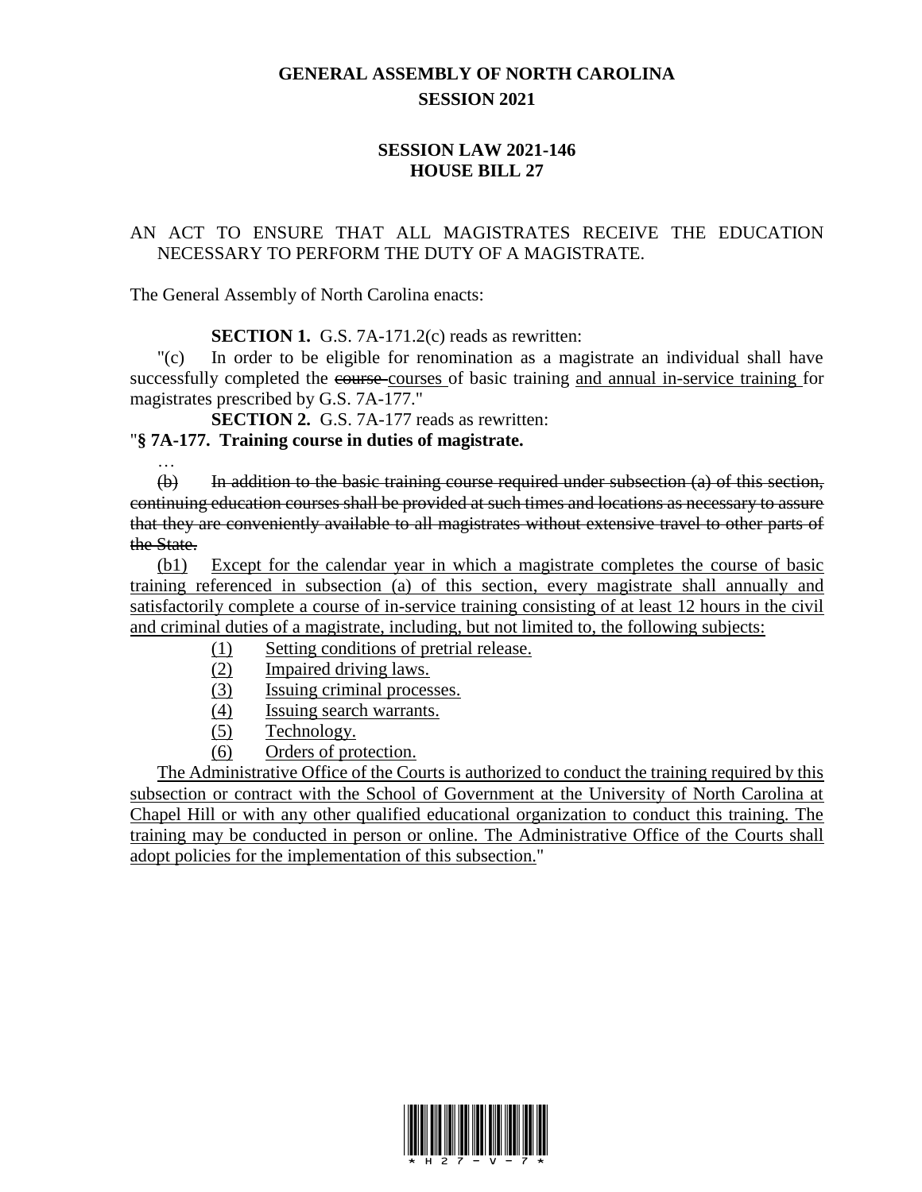# GENERAL ASSEMBLY OF NORTH CAROLINA
## SESSION 2021

## SESSION LAW 2021-146
## HOUSE BILL 27

AN ACT TO ENSURE THAT ALL MAGISTRATES RECEIVE THE EDUCATION NECESSARY TO PERFORM THE DUTY OF A MAGISTRATE.

The General Assembly of North Carolina enacts:

**SECTION 1.** G.S. 7A-171.2(c) reads as rewritten:

"(c) In order to be eligible for renomination as a magistrate an individual shall have successfully completed the ~~course~~ <u>courses</u> of basic training <u>and annual in-service training</u> for magistrates prescribed by G.S. 7A-177."

**SECTION 2.** G.S. 7A-177 reads as rewritten:

"**§ 7A-177. Training course in duties of magistrate.**

…

~~(b) In addition to the basic training course required under subsection (a) of this section, continuing education courses shall be provided at such times and locations as necessary to assure that they are conveniently available to all magistrates without extensive travel to other parts of the State.~~

<u>(b1) Except for the calendar year in which a magistrate completes the course of basic training referenced in subsection (a) of this section, every magistrate shall annually and satisfactorily complete a course of in-service training consisting of at least 12 hours in the civil and criminal duties of a magistrate, including, but not limited to, the following subjects:</u>

<u>(1) Setting conditions of pretrial release.</u>
<u>(2) Impaired driving laws.</u>
<u>(3) Issuing criminal processes.</u>
<u>(4) Issuing search warrants.</u>
<u>(5) Technology.</u>
<u>(6) Orders of protection.</u>

<u>The Administrative Office of the Courts is authorized to conduct the training required by this subsection or contract with the School of Government at the University of North Carolina at Chapel Hill or with any other qualified educational organization to conduct this training. The training may be conducted in person or online. The Administrative Office of the Courts shall adopt policies for the implementation of this subsection.</u>"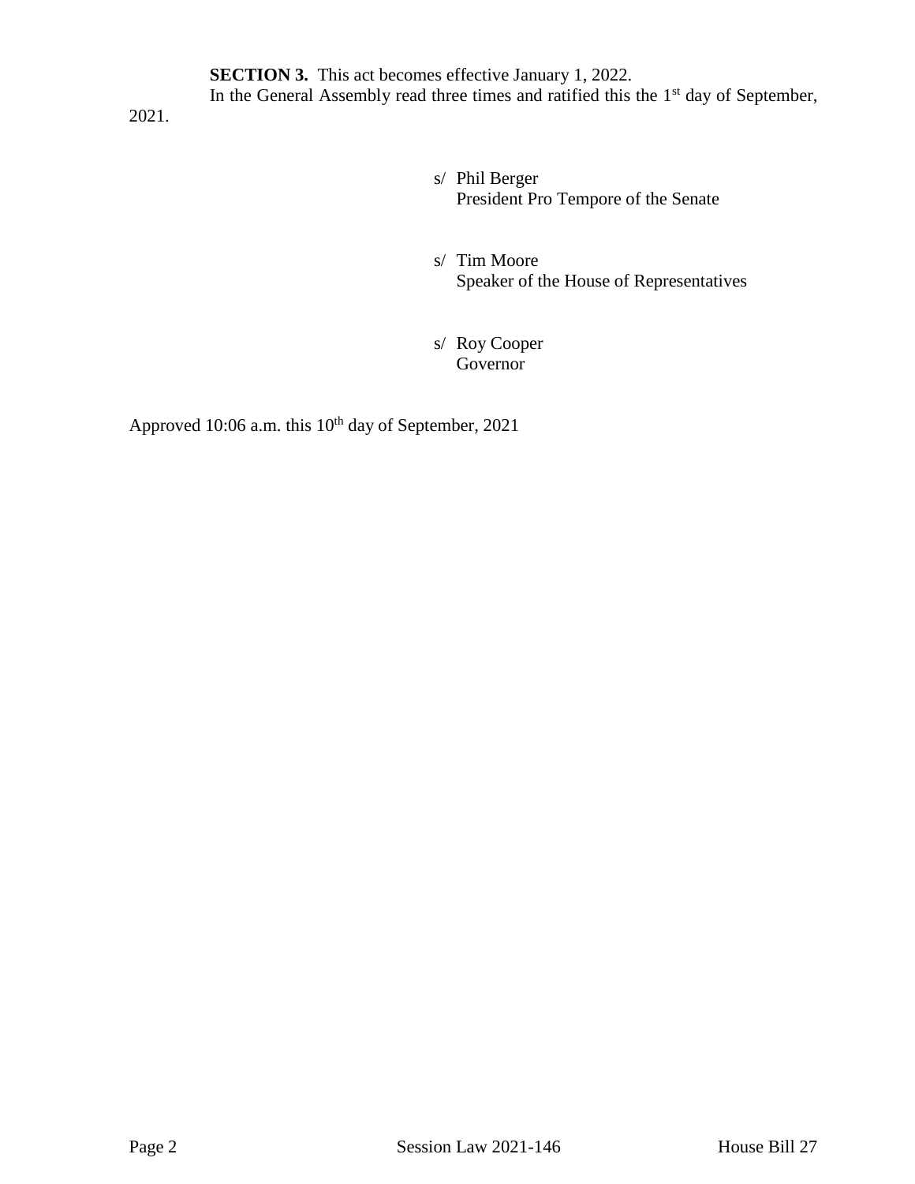**SECTION 3.** This act becomes effective January 1, 2022.

In the General Assembly read three times and ratified this the 1st day of September, 2021.

s/ Phil Berger
President Pro Tempore of the Senate

s/ Tim Moore
Speaker of the House of Representatives

s/ Roy Cooper
Governor

Approved 10:06 a.m. this 10th day of September, 2021